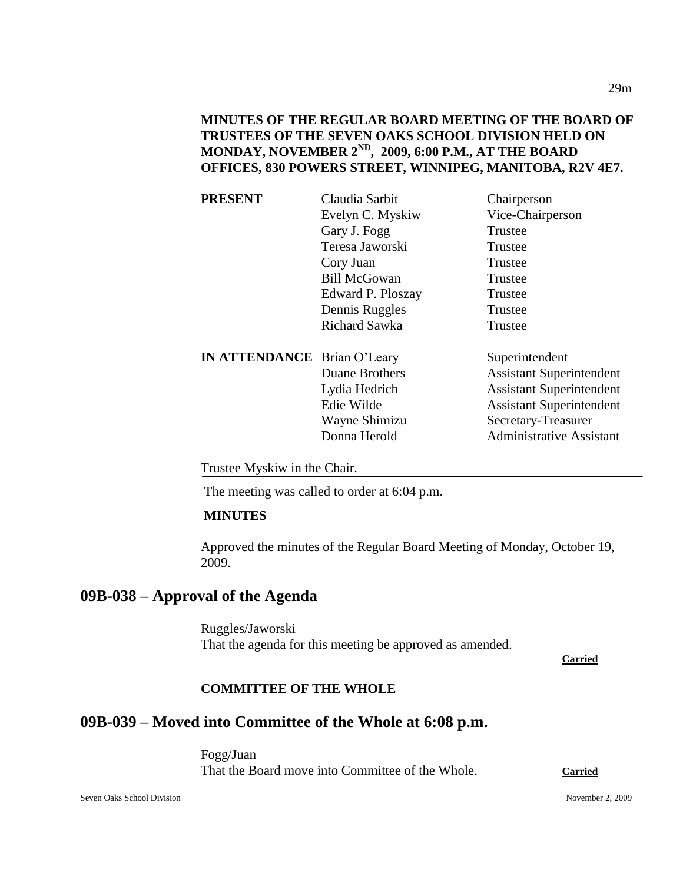**MINUTES OF THE REGULAR BOARD MEETING OF THE BOARD OF TRUSTEES OF THE SEVEN OAKS SCHOOL DIVISION HELD ON MONDAY, NOVEMBER 2ND, 2009, 6:00 P.M., AT THE BOARD OFFICES, 830 POWERS STREET, WINNIPEG, MANITOBA, R2V 4E7.**

| | | |
|---|---|---|
| **PRESENT** | Claudia Sarbit | Chairperson |
| | Evelyn C. Myskiw | Vice-Chairperson |
| | Gary J. Fogg | Trustee |
| | Teresa Jaworski | Trustee |
| | Cory Juan | Trustee |
| | Bill McGowan | Trustee |
| | Edward P. Ploszay | Trustee |
| | Dennis Ruggles | Trustee |
| | Richard Sawka | Trustee |
| **IN ATTENDANCE** | Brian O'Leary | Superintendent |
| | Duane Brothers | Assistant Superintendent |
| | Lydia Hedrich | Assistant Superintendent |
| | Edie Wilde | Assistant Superintendent |
| | Wayne Shimizu | Secretary-Treasurer |
| | Donna Herold | Administrative Assistant |

Trustee Myskiw in the Chair.

The meeting was called to order at 6:04 p.m.

**MINUTES**

Approved the minutes of the Regular Board Meeting of Monday, October 19, 2009.

## 09B-038 – Approval of the Agenda

Ruggles/Jaworski
That the agenda for this meeting be approved as amended.

**Carried**

**COMMITTEE OF THE WHOLE**

## 09B-039 – Moved into Committee of the Whole at 6:08 p.m.

Fogg/Juan
That the Board move into Committee of the Whole. **Carried**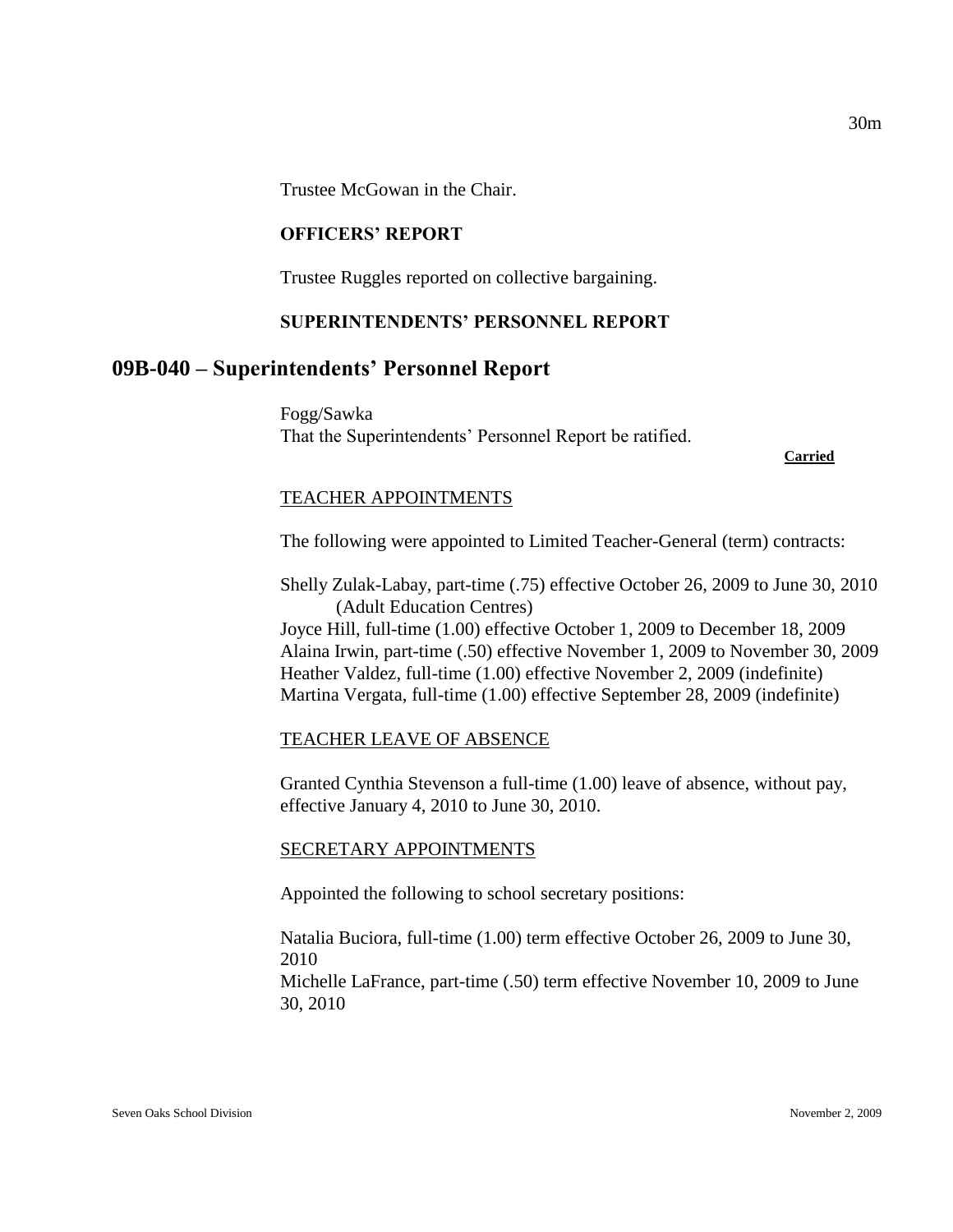Trustee McGowan in the Chair.

**OFFICERS' REPORT**

Trustee Ruggles reported on collective bargaining.

**SUPERINTENDENTS' PERSONNEL REPORT**

## 09B-040 – Superintendents' Personnel Report

Fogg/Sawka
That the Superintendents' Personnel Report be ratified.

**Carried**

TEACHER APPOINTMENTS

The following were appointed to Limited Teacher-General (term) contracts:

Shelly Zulak-Labay, part-time (.75) effective October 26, 2009 to June 30, 2010 (Adult Education Centres)
Joyce Hill, full-time (1.00) effective October 1, 2009 to December 18, 2009
Alaina Irwin, part-time (.50) effective November 1, 2009 to November 30, 2009
Heather Valdez, full-time (1.00) effective November 2, 2009 (indefinite)
Martina Vergata, full-time (1.00) effective September 28, 2009 (indefinite)

TEACHER LEAVE OF ABSENCE

Granted Cynthia Stevenson a full-time (1.00) leave of absence, without pay, effective January 4, 2010 to June 30, 2010.

SECRETARY APPOINTMENTS

Appointed the following to school secretary positions:

Natalia Buciora, full-time (1.00) term effective October 26, 2009 to June 30, 2010
Michelle LaFrance, part-time (.50) term effective November 10, 2009 to June 30, 2010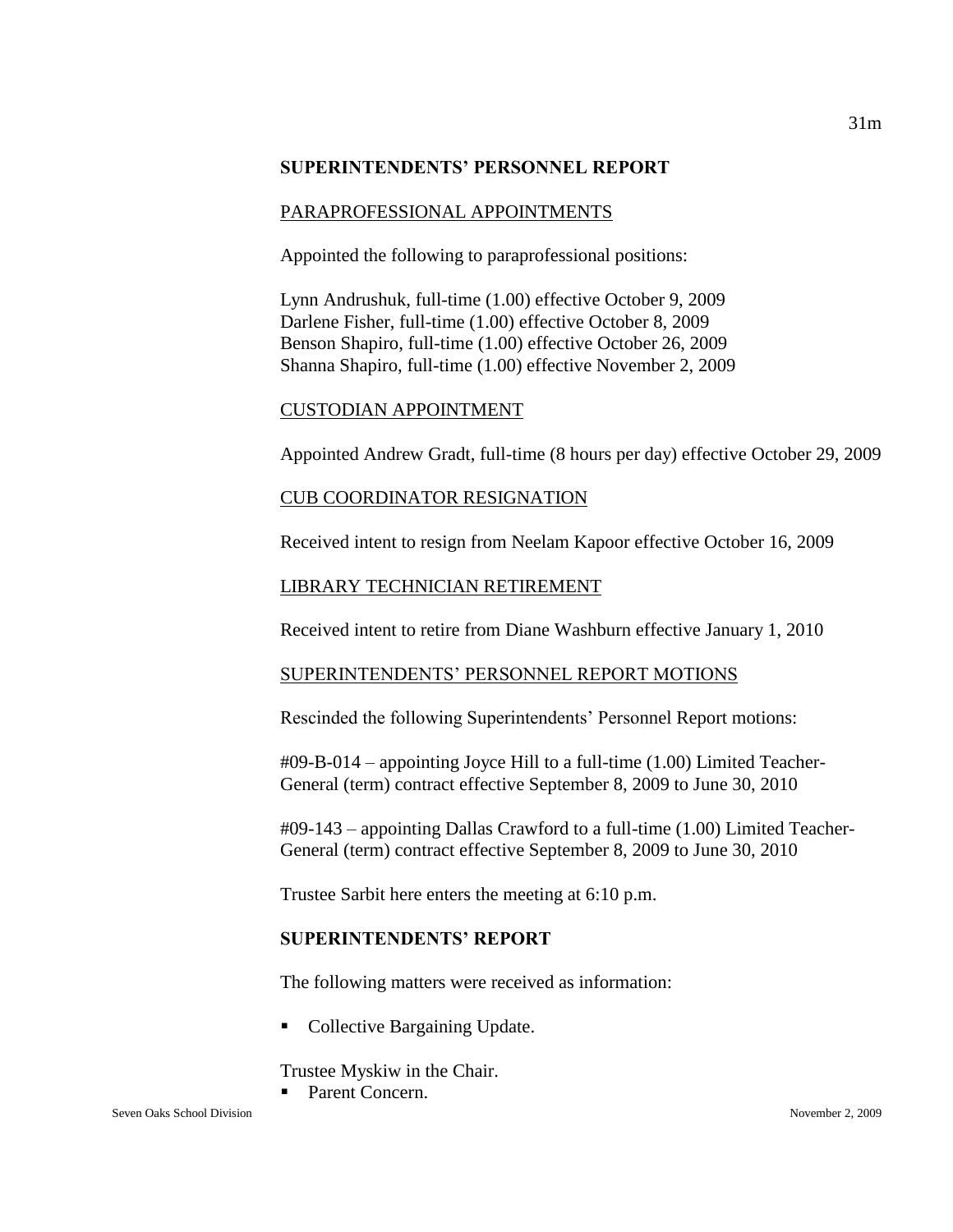## SUPERINTENDENTS' PERSONNEL REPORT

PARAPROFESSIONAL APPOINTMENTS

Appointed the following to paraprofessional positions:

Lynn Andrushuk, full-time (1.00) effective October 9, 2009
Darlene Fisher, full-time (1.00) effective October 8, 2009
Benson Shapiro, full-time (1.00) effective October 26, 2009
Shanna Shapiro, full-time (1.00) effective November 2, 2009

CUSTODIAN APPOINTMENT

Appointed Andrew Gradt, full-time (8 hours per day) effective October 29, 2009

CUB COORDINATOR RESIGNATION

Received intent to resign from Neelam Kapoor effective October 16, 2009

LIBRARY TECHNICIAN RETIREMENT

Received intent to retire from Diane Washburn effective January 1, 2010

SUPERINTENDENTS' PERSONNEL REPORT MOTIONS

Rescinded the following Superintendents' Personnel Report motions:

#09-B-014 – appointing Joyce Hill to a full-time (1.00) Limited Teacher-General (term) contract effective September 8, 2009 to June 30, 2010

#09-143 – appointing Dallas Crawford to a full-time (1.00) Limited Teacher-General (term) contract effective September 8, 2009 to June 30, 2010

Trustee Sarbit here enters the meeting at 6:10 p.m.

## SUPERINTENDENTS' REPORT

The following matters were received as information:

- Collective Bargaining Update.

Trustee Myskiw in the Chair.

- Parent Concern.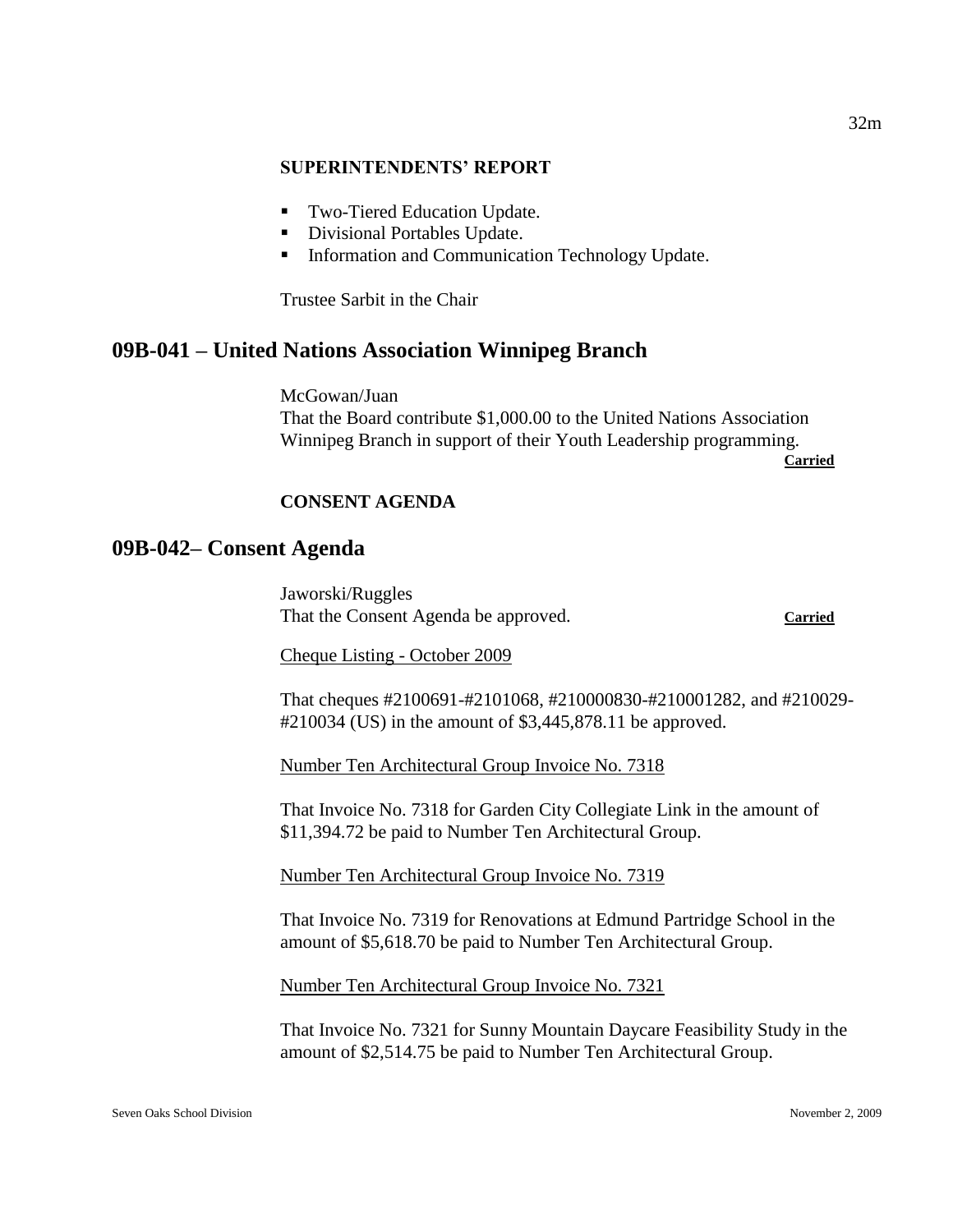**SUPERINTENDENTS' REPORT**

- Two-Tiered Education Update.
- Divisional Portables Update.
- Information and Communication Technology Update.

Trustee Sarbit in the Chair

## 09B-041 – United Nations Association Winnipeg Branch

McGowan/Juan
That the Board contribute $1,000.00 to the United Nations Association Winnipeg Branch in support of their Youth Leadership programming.

**Carried**

**CONSENT AGENDA**

## 09B-042– Consent Agenda

Jaworski/Ruggles
That the Consent Agenda be approved. **Carried**

Cheque Listing - October 2009

That cheques #2100691-#2101068, #210000830-#210001282, and #210029-#210034 (US) in the amount of $3,445,878.11 be approved.

Number Ten Architectural Group Invoice No. 7318

That Invoice No. 7318 for Garden City Collegiate Link in the amount of $11,394.72 be paid to Number Ten Architectural Group.

Number Ten Architectural Group Invoice No. 7319

That Invoice No. 7319 for Renovations at Edmund Partridge School in the amount of $5,618.70 be paid to Number Ten Architectural Group.

Number Ten Architectural Group Invoice No. 7321

That Invoice No. 7321 for Sunny Mountain Daycare Feasibility Study in the amount of $2,514.75 be paid to Number Ten Architectural Group.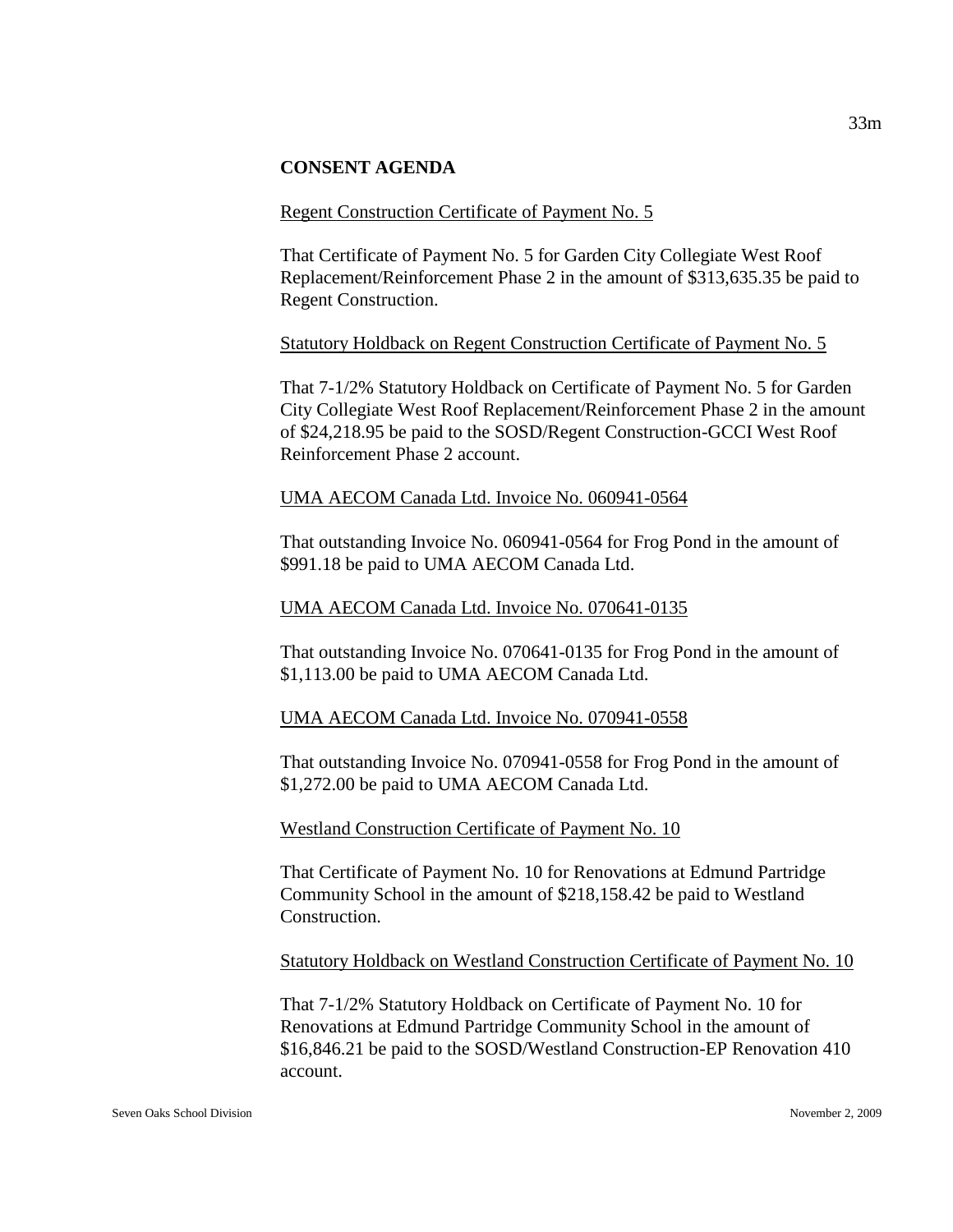**CONSENT AGENDA**

Regent Construction Certificate of Payment No. 5

That Certificate of Payment No. 5 for Garden City Collegiate West Roof Replacement/Reinforcement Phase 2 in the amount of $313,635.35 be paid to Regent Construction.

Statutory Holdback on Regent Construction Certificate of Payment No. 5

That 7-1/2% Statutory Holdback on Certificate of Payment No. 5 for Garden City Collegiate West Roof Replacement/Reinforcement Phase 2 in the amount of $24,218.95 be paid to the SOSD/Regent Construction-GCCI West Roof Reinforcement Phase 2 account.

UMA AECOM Canada Ltd. Invoice No. 060941-0564

That outstanding Invoice No. 060941-0564 for Frog Pond in the amount of $991.18 be paid to UMA AECOM Canada Ltd.

UMA AECOM Canada Ltd. Invoice No. 070641-0135

That outstanding Invoice No. 070641-0135 for Frog Pond in the amount of $1,113.00 be paid to UMA AECOM Canada Ltd.

UMA AECOM Canada Ltd. Invoice No. 070941-0558

That outstanding Invoice No. 070941-0558 for Frog Pond in the amount of $1,272.00 be paid to UMA AECOM Canada Ltd.

Westland Construction Certificate of Payment No. 10

That Certificate of Payment No. 10 for Renovations at Edmund Partridge Community School in the amount of $218,158.42 be paid to Westland Construction.

Statutory Holdback on Westland Construction Certificate of Payment No. 10

That 7-1/2% Statutory Holdback on Certificate of Payment No. 10 for Renovations at Edmund Partridge Community School in the amount of $16,846.21 be paid to the SOSD/Westland Construction-EP Renovation 410 account.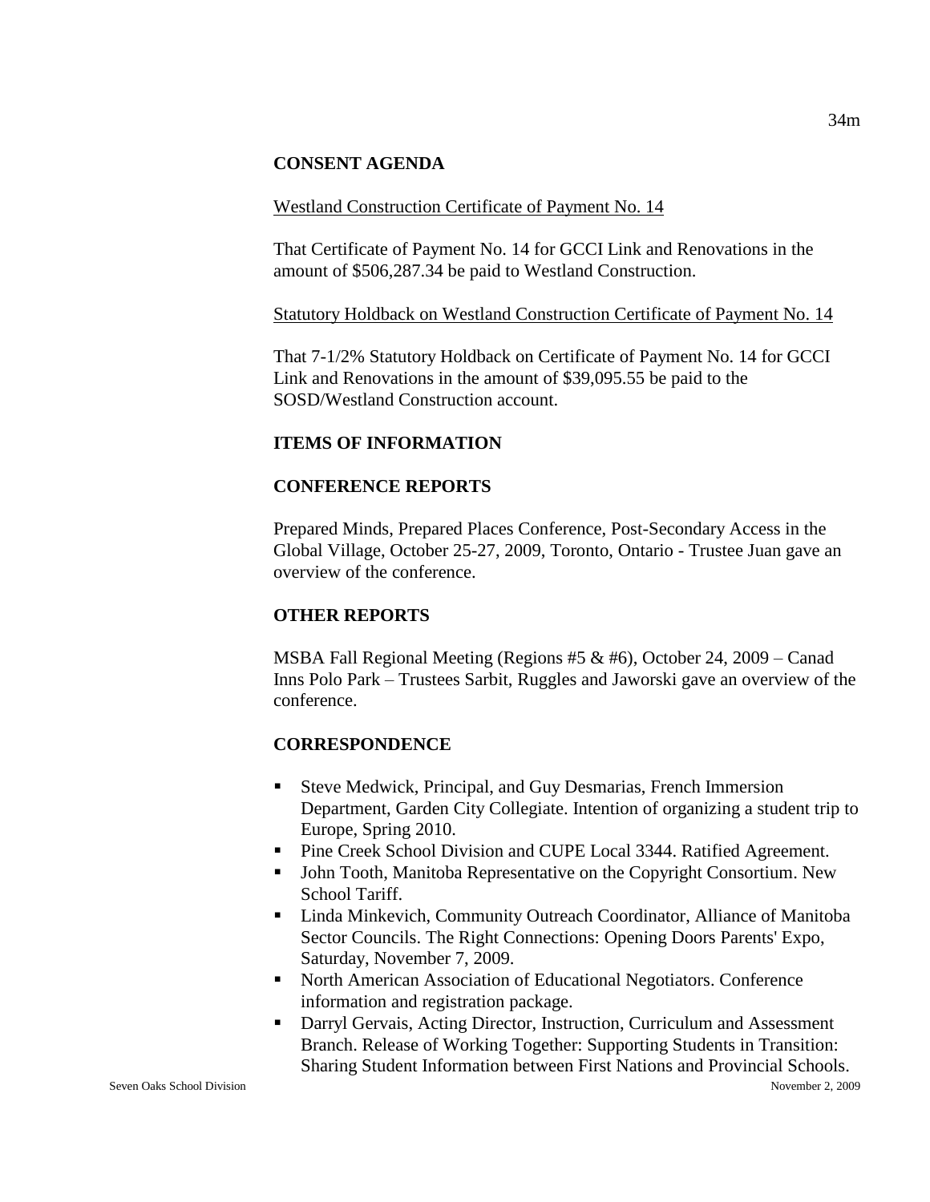## CONSENT AGENDA

Westland Construction Certificate of Payment No. 14

That Certificate of Payment No. 14 for GCCI Link and Renovations in the amount of $506,287.34 be paid to Westland Construction.

Statutory Holdback on Westland Construction Certificate of Payment No. 14

That 7-1/2% Statutory Holdback on Certificate of Payment No. 14 for GCCI Link and Renovations in the amount of $39,095.55 be paid to the SOSD/Westland Construction account.

## ITEMS OF INFORMATION

## CONFERENCE REPORTS

Prepared Minds, Prepared Places Conference, Post-Secondary Access in the Global Village, October 25-27, 2009, Toronto, Ontario - Trustee Juan gave an overview of the conference.

## OTHER REPORTS

MSBA Fall Regional Meeting (Regions #5 & #6), October 24, 2009 – Canad Inns Polo Park – Trustees Sarbit, Ruggles and Jaworski gave an overview of the conference.

## CORRESPONDENCE

- Steve Medwick, Principal, and Guy Desmarias, French Immersion Department, Garden City Collegiate. Intention of organizing a student trip to Europe, Spring 2010.
- Pine Creek School Division and CUPE Local 3344. Ratified Agreement.
- John Tooth, Manitoba Representative on the Copyright Consortium. New School Tariff.
- Linda Minkevich, Community Outreach Coordinator, Alliance of Manitoba Sector Councils. The Right Connections: Opening Doors Parents' Expo, Saturday, November 7, 2009.
- North American Association of Educational Negotiators. Conference information and registration package.
- Darryl Gervais, Acting Director, Instruction, Curriculum and Assessment Branch. Release of Working Together: Supporting Students in Transition: Sharing Student Information between First Nations and Provincial Schools.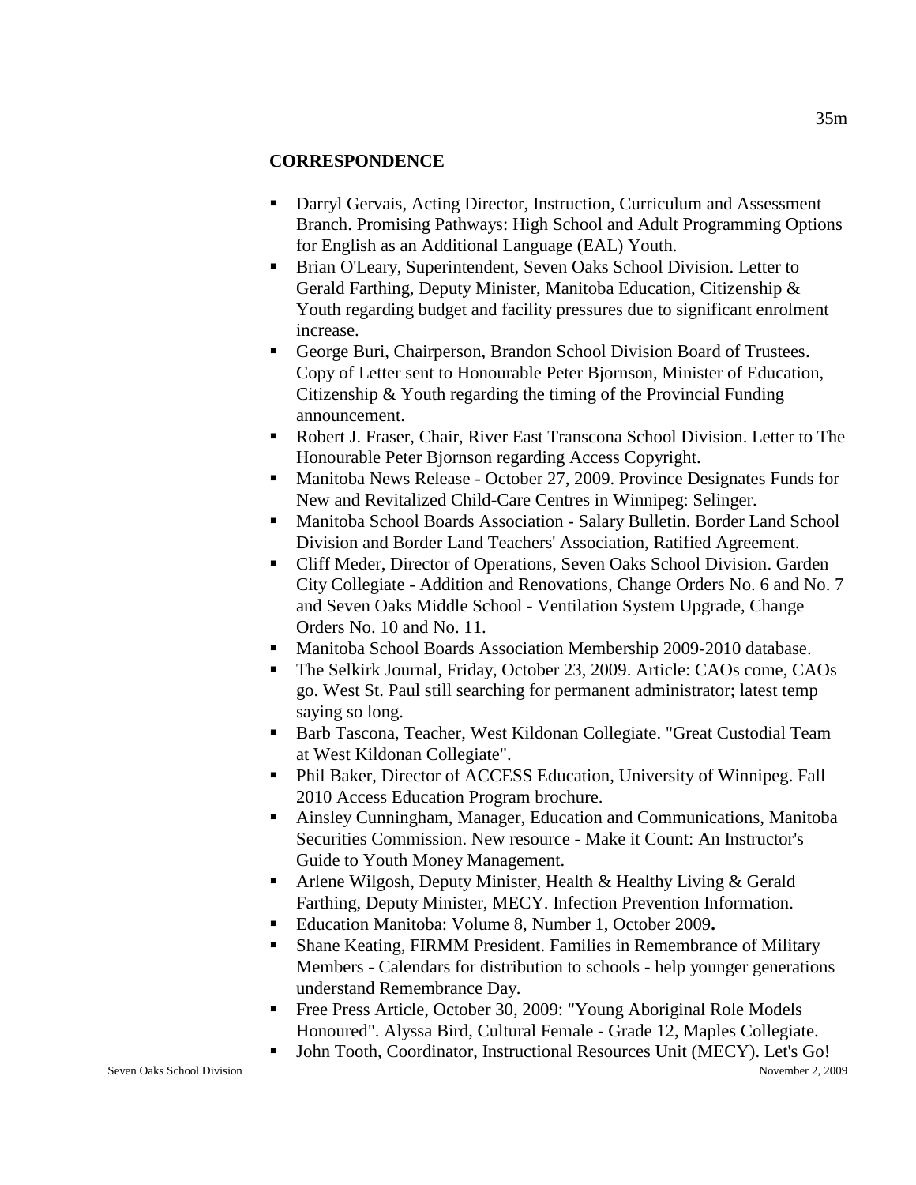## CORRESPONDENCE

- Darryl Gervais, Acting Director, Instruction, Curriculum and Assessment Branch. Promising Pathways: High School and Adult Programming Options for English as an Additional Language (EAL) Youth.
- Brian O'Leary, Superintendent, Seven Oaks School Division. Letter to Gerald Farthing, Deputy Minister, Manitoba Education, Citizenship & Youth regarding budget and facility pressures due to significant enrolment increase.
- George Buri, Chairperson, Brandon School Division Board of Trustees. Copy of Letter sent to Honourable Peter Bjornson, Minister of Education, Citizenship & Youth regarding the timing of the Provincial Funding announcement.
- Robert J. Fraser, Chair, River East Transcona School Division. Letter to The Honourable Peter Bjornson regarding Access Copyright.
- Manitoba News Release - October 27, 2009. Province Designates Funds for New and Revitalized Child-Care Centres in Winnipeg: Selinger.
- Manitoba School Boards Association - Salary Bulletin. Border Land School Division and Border Land Teachers' Association, Ratified Agreement.
- Cliff Meder, Director of Operations, Seven Oaks School Division. Garden City Collegiate - Addition and Renovations, Change Orders No. 6 and No. 7 and Seven Oaks Middle School - Ventilation System Upgrade, Change Orders No. 10 and No. 11.
- Manitoba School Boards Association Membership 2009-2010 database.
- The Selkirk Journal, Friday, October 23, 2009. Article: CAOs come, CAOs go. West St. Paul still searching for permanent administrator; latest temp saying so long.
- Barb Tascona, Teacher, West Kildonan Collegiate. "Great Custodial Team at West Kildonan Collegiate".
- Phil Baker, Director of ACCESS Education, University of Winnipeg. Fall 2010 Access Education Program brochure.
- Ainsley Cunningham, Manager, Education and Communications, Manitoba Securities Commission. New resource - Make it Count: An Instructor's Guide to Youth Money Management.
- Arlene Wilgosh, Deputy Minister, Health & Healthy Living & Gerald Farthing, Deputy Minister, MECY. Infection Prevention Information.
- Education Manitoba: Volume 8, Number 1, October 2009**.**
- Shane Keating, FIRMM President. Families in Remembrance of Military Members - Calendars for distribution to schools - help younger generations understand Remembrance Day.
- Free Press Article, October 30, 2009: "Young Aboriginal Role Models Honoured". Alyssa Bird, Cultural Female - Grade 12, Maples Collegiate.
- John Tooth, Coordinator, Instructional Resources Unit (MECY). Let's Go!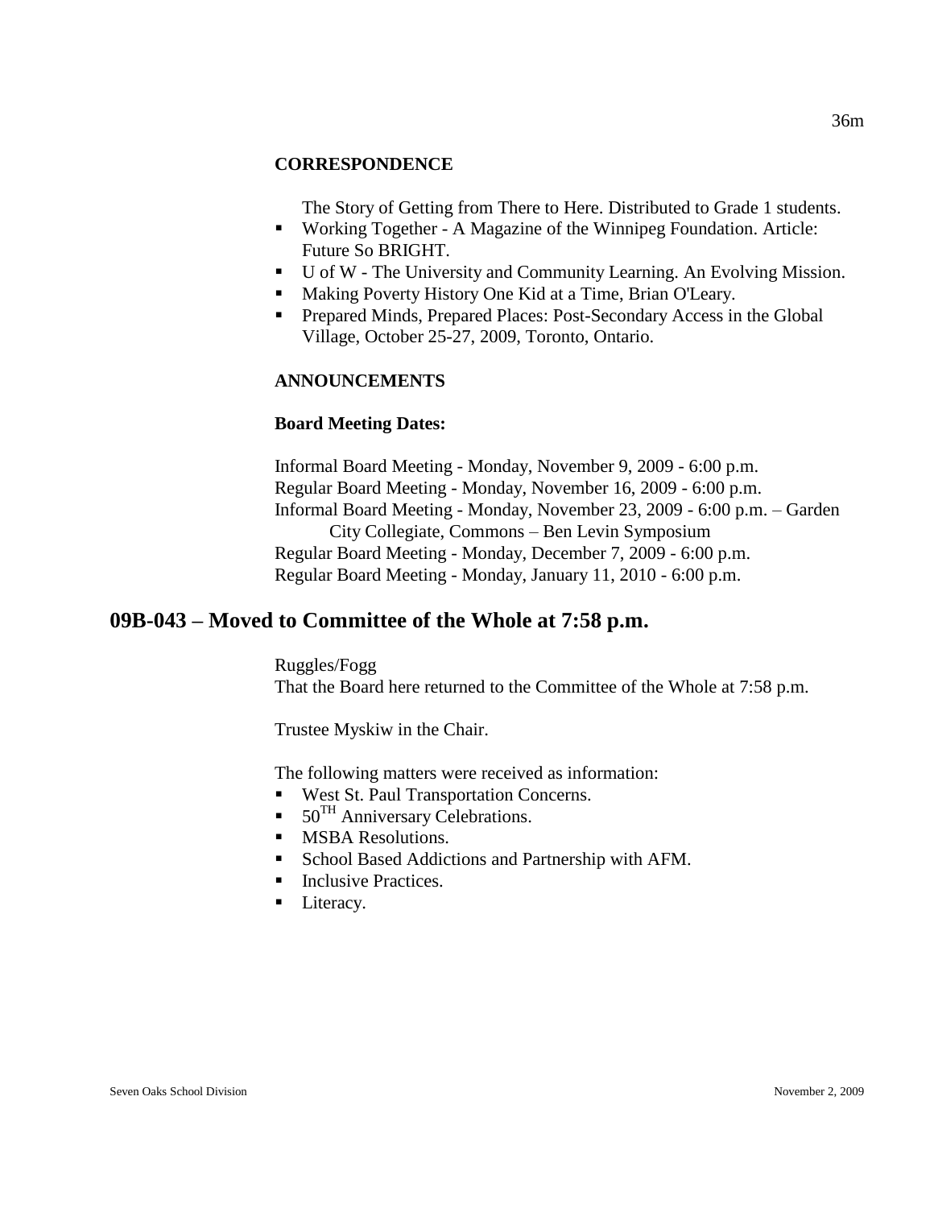**CORRESPONDENCE**

The Story of Getting from There to Here. Distributed to Grade 1 students.

- Working Together - A Magazine of the Winnipeg Foundation. Article: Future So BRIGHT.
- U of W - The University and Community Learning. An Evolving Mission.
- Making Poverty History One Kid at a Time, Brian O'Leary.
- Prepared Minds, Prepared Places: Post-Secondary Access in the Global Village, October 25-27, 2009, Toronto, Ontario.

**ANNOUNCEMENTS**

**Board Meeting Dates:**

Informal Board Meeting - Monday, November 9, 2009 - 6:00 p.m.
Regular Board Meeting - Monday, November 16, 2009 - 6:00 p.m.
Informal Board Meeting - Monday, November 23, 2009 - 6:00 p.m. – Garden City Collegiate, Commons – Ben Levin Symposium
Regular Board Meeting - Monday, December 7, 2009 - 6:00 p.m.
Regular Board Meeting - Monday, January 11, 2010 - 6:00 p.m.

## 09B-043 – Moved to Committee of the Whole at 7:58 p.m.

Ruggles/Fogg
That the Board here returned to the Committee of the Whole at 7:58 p.m.

Trustee Myskiw in the Chair.

The following matters were received as information:

- West St. Paul Transportation Concerns.
- 50[TH] Anniversary Celebrations.
- MSBA Resolutions.
- School Based Addictions and Partnership with AFM.
- Inclusive Practices.
- Literacy.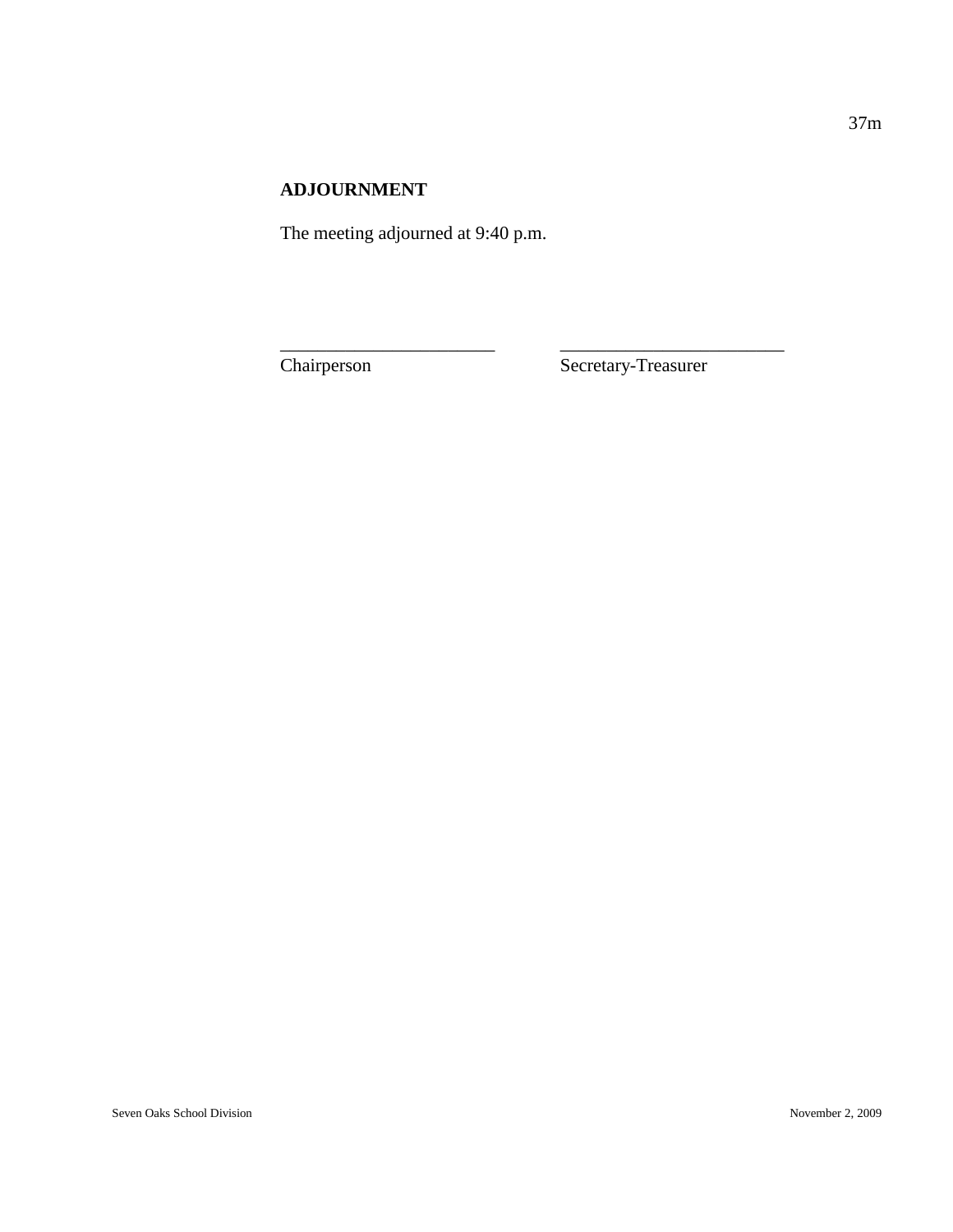**ADJOURNMENT**

The meeting adjourned at 9:40 p.m.

________________________ ________________________

Chairperson Secretary-Treasurer